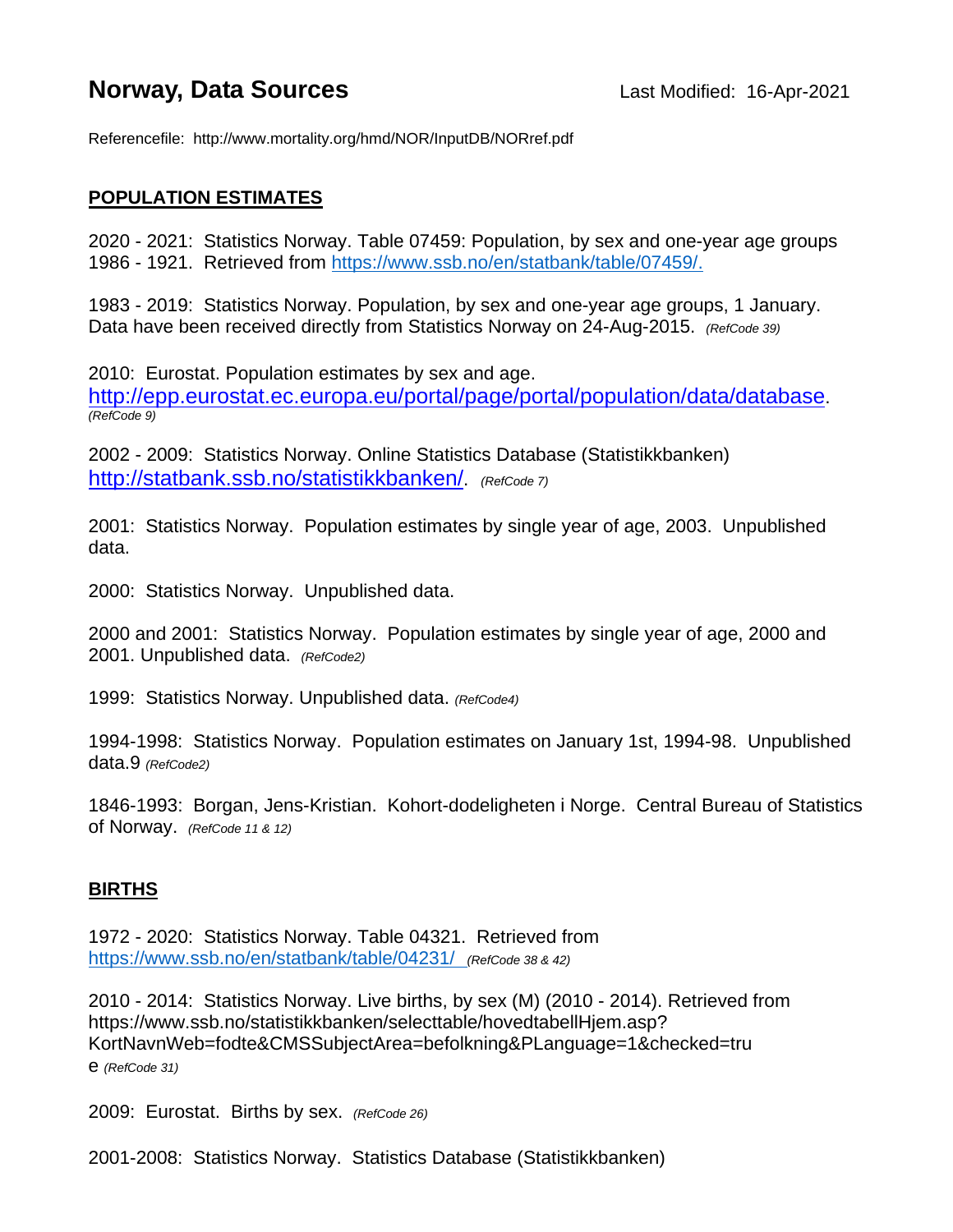# Norway, Data Sources

Last Modified: 16-Apr-2021

Referencefile: http://www.mortality.org/hmd/NOR/InputDB/NORref.pdf

## POPULATION ESTIMATES

2020 - 2021: Statistics Norway. Table 07459: Population, by sex and one-year age groups 1986 - 1921. Retrieved from https://www.ssb.no/en/statbank/table/07459/.

1983 - 2019: Statistics Norway. Population, by sex and one-year age groups, 1 January. Data have been received directly from Statistics Norway on 24-Aug-2015. *(RefCode 39)*

2010: Eurostat. Population estimates by sex and age. http://epp.eurostat.ec.europa.eu/portal/page/portal/population/data/database. *(RefCode 9)*

2002 - 2009: Statistics Norway. Online Statistics Database (Statistikkbanken) http://statbank.ssb.no/statistikkbanken/. *(RefCode 7)*

2001: Statistics Norway. Population estimates by single year of age, 2003. Unpublished data.

2000: Statistics Norway. Unpublished data.

2000 and 2001: Statistics Norway. Population estimates by single year of age, 2000 and 2001. Unpublished data. *(RefCode2)*

1999: Statistics Norway. Unpublished data. *(RefCode4)*

1994-1998: Statistics Norway. Population estimates on January 1st, 1994-98. Unpublished data.9 *(RefCode2)*

1846-1993: Borgan, Jens-Kristian. Kohort-dodeligheten i Norge. Central Bureau of Statistics of Norway. *(RefCode 11 & 12)*

## BIRTHS

1972 - 2020: Statistics Norway. Table 04321. Retrieved from https://www.ssb.no/en/statbank/table/04231/ *(RefCode 38 & 42)*

2010 - 2014: Statistics Norway. Live births, by sex (M) (2010 - 2014). Retrieved from https://www.ssb.no/statistikkbanken/selecttable/hovedtabellHjem.asp?KortNavnWeb=fodte&CMSSubjectArea=befolkning&PLanguage=1&checked=true *(RefCode 31)*

2009: Eurostat. Births by sex. *(RefCode 26)*

2001-2008: Statistics Norway. Statistics Database (Statistikkbanken)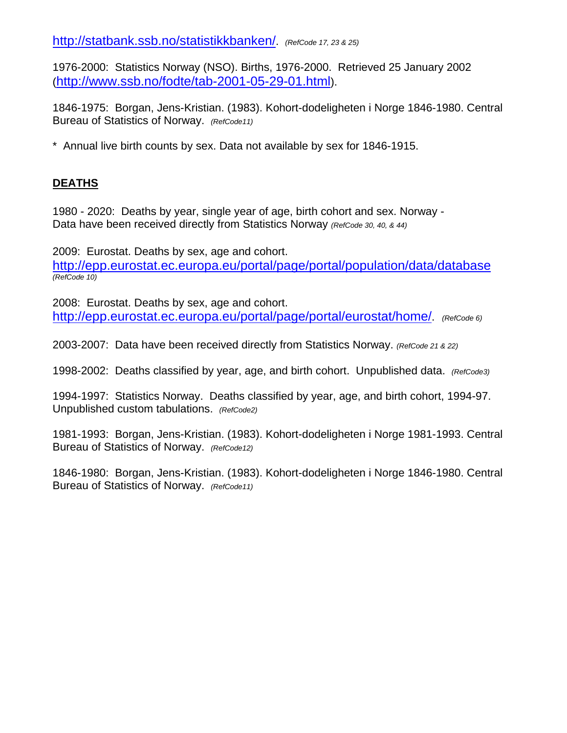http://statbank.ssb.no/statistikkbanken/. *(RefCode 17, 23 & 25)*

1976-2000: Statistics Norway (NSO). Births, 1976-2000. Retrieved 25 January 2002 (http://www.ssb.no/fodte/tab-2001-05-29-01.html).

1846-1975: Borgan, Jens-Kristian. (1983). Kohort-dodeligheten i Norge 1846-1980. Central Bureau of Statistics of Norway. *(RefCode11)*

* Annual live birth counts by sex. Data not available by sex for 1846-1915.

## DEATHS

1980 - 2020: Deaths by year, single year of age, birth cohort and sex. Norway - Data have been received directly from Statistics Norway *(RefCode 30, 40, & 44)*

2009: Eurostat. Deaths by sex, age and cohort.
http://epp.eurostat.ec.europa.eu/portal/page/portal/population/data/database
*(RefCode 10)*

2008: Eurostat. Deaths by sex, age and cohort.
http://epp.eurostat.ec.europa.eu/portal/page/portal/eurostat/home/. *(RefCode 6)*

2003-2007: Data have been received directly from Statistics Norway. *(RefCode 21 & 22)*

1998-2002: Deaths classified by year, age, and birth cohort. Unpublished data. *(RefCode3)*

1994-1997: Statistics Norway. Deaths classified by year, age, and birth cohort, 1994-97. Unpublished custom tabulations. *(RefCode2)*

1981-1993: Borgan, Jens-Kristian. (1983). Kohort-dodeligheten i Norge 1981-1993. Central Bureau of Statistics of Norway. *(RefCode12)*

1846-1980: Borgan, Jens-Kristian. (1983). Kohort-dodeligheten i Norge 1846-1980. Central Bureau of Statistics of Norway. *(RefCode11)*